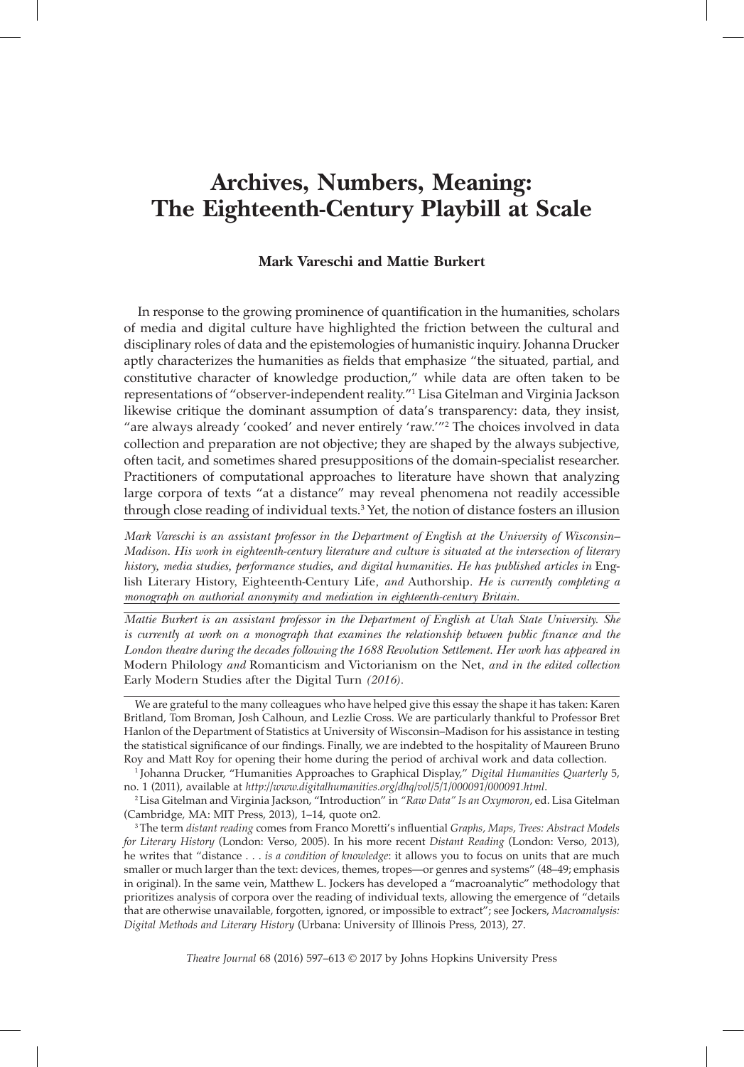# Archives, Numbers, Meaning: The Eighteenth-Century Playbill at Scale

**Mark Vareschi and Mattie Burkert**

In response to the growing prominence of quantification in the humanities, scholars of media and digital culture have highlighted the friction between the cultural and disciplinary roles of data and the epistemologies of humanistic inquiry. Johanna Drucker aptly characterizes the humanities as fields that emphasize "the situated, partial, and constitutive character of knowledge production," while data are often taken to be representations of "observer-independent reality."[1] Lisa Gitelman and Virginia Jackson likewise critique the dominant assumption of data's transparency: data, they insist, "are always already 'cooked' and never entirely 'raw.'"[2] The choices involved in data collection and preparation are not objective; they are shaped by the always subjective, often tacit, and sometimes shared presuppositions of the domain-specialist researcher. Practitioners of computational approaches to literature have shown that analyzing large corpora of texts "at a distance" may reveal phenomena not readily accessible through close reading of individual texts.[3] Yet, the notion of distance fosters an illusion

*Mark Vareschi is an assistant professor in the Department of English at the University of Wisconsin–Madison. His work in eighteenth-century literature and culture is situated at the intersection of literary history, media studies, performance studies, and digital humanities. He has published articles in* English Literary History, Eighteenth-Century Life, *and* Authorship. *He is currently completing a monograph on authorial anonymity and mediation in eighteenth-century Britain.*

*Mattie Burkert is an assistant professor in the Department of English at Utah State University. She is currently at work on a monograph that examines the relationship between public finance and the London theatre during the decades following the 1688 Revolution Settlement. Her work has appeared in* Modern Philology *and* Romanticism and Victorianism on the Net, *and in the edited collection* Early Modern Studies after the Digital Turn *(2016).*

We are grateful to the many colleagues who have helped give this essay the shape it has taken: Karen Britland, Tom Broman, Josh Calhoun, and Lezlie Cross. We are particularly thankful to Professor Bret Hanlon of the Department of Statistics at University of Wisconsin–Madison for his assistance in testing the statistical significance of our findings. Finally, we are indebted to the hospitality of Maureen Bruno Roy and Matt Roy for opening their home during the period of archival work and data collection.

[1] Johanna Drucker, "Humanities Approaches to Graphical Display," *Digital Humanities Quarterly* 5, no. 1 (2011), available at *http://www.digitalhumanities.org/dhq/vol/5/1/000091/000091.html.*

[2] Lisa Gitelman and Virginia Jackson, "Introduction" in *"Raw Data" Is an Oxymoron*, ed. Lisa Gitelman (Cambridge, MA: MIT Press, 2013), 1–14, quote on2.

[3] The term *distant reading* comes from Franco Moretti's influential *Graphs, Maps, Trees: Abstract Models for Literary History* (London: Verso, 2005). In his more recent *Distant Reading* (London: Verso, 2013), he writes that "distance . . . *is a condition of knowledge*: it allows you to focus on units that are much smaller or much larger than the text: devices, themes, tropes—or genres and systems" (48–49; emphasis in original). In the same vein, Matthew L. Jockers has developed a "macroanalytic" methodology that prioritizes analysis of corpora over the reading of individual texts, allowing the emergence of "details that are otherwise unavailable, forgotten, ignored, or impossible to extract"; see Jockers, *Macroanalysis: Digital Methods and Literary History* (Urbana: University of Illinois Press, 2013), 27.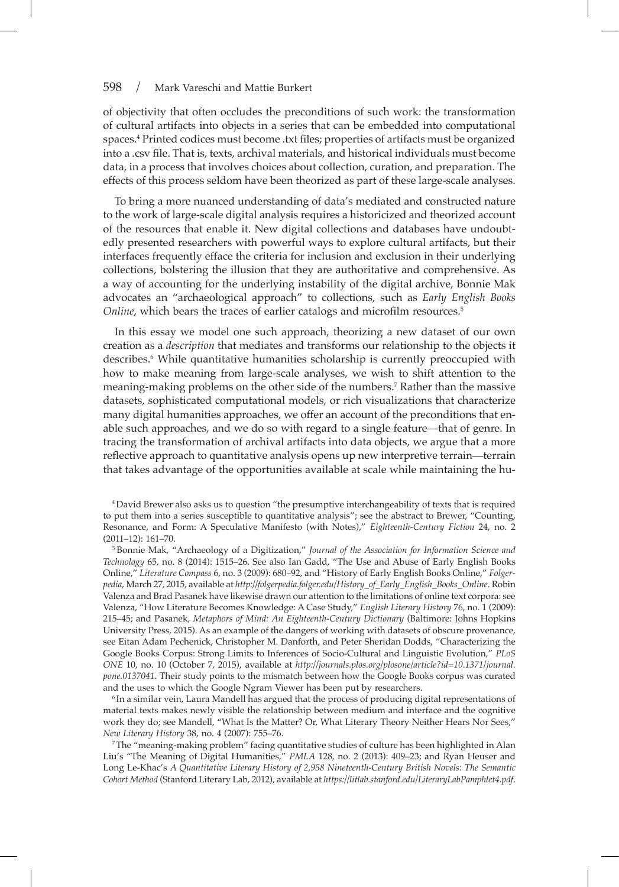of objectivity that often occludes the preconditions of such work: the transformation of cultural artifacts into objects in a series that can be embedded into computational spaces.[4] Printed codices must become .txt files; properties of artifacts must be organized into a .csv file. That is, texts, archival materials, and historical individuals must become data, in a process that involves choices about collection, curation, and preparation. The effects of this process seldom have been theorized as part of these large-scale analyses.

To bring a more nuanced understanding of data's mediated and constructed nature to the work of large-scale digital analysis requires a historicized and theorized account of the resources that enable it. New digital collections and databases have undoubtedly presented researchers with powerful ways to explore cultural artifacts, but their interfaces frequently efface the criteria for inclusion and exclusion in their underlying collections, bolstering the illusion that they are authoritative and comprehensive. As a way of accounting for the underlying instability of the digital archive, Bonnie Mak advocates an "archaeological approach" to collections, such as *Early English Books Online*, which bears the traces of earlier catalogs and microfilm resources.[5]

In this essay we model one such approach, theorizing a new dataset of our own creation as a *description* that mediates and transforms our relationship to the objects it describes.[6] While quantitative humanities scholarship is currently preoccupied with how to make meaning from large-scale analyses, we wish to shift attention to the meaning-making problems on the other side of the numbers.[7] Rather than the massive datasets, sophisticated computational models, or rich visualizations that characterize many digital humanities approaches, we offer an account of the preconditions that enable such approaches, and we do so with regard to a single feature—that of genre. In tracing the transformation of archival artifacts into data objects, we argue that a more reflective approach to quantitative analysis opens up new interpretive terrain—terrain that takes advantage of the opportunities available at scale while maintaining the hu-

[4] David Brewer also asks us to question "the presumptive interchangeability of texts that is required to put them into a series susceptible to quantitative analysis"; see the abstract to Brewer, "Counting, Resonance, and Form: A Speculative Manifesto (with Notes)," *Eighteenth-Century Fiction* 24, no. 2 (2011–12): 161–70.

[5] Bonnie Mak, "Archaeology of a Digitization," *Journal of the Association for Information Science and Technology* 65, no. 8 (2014): 1515–26. See also Ian Gadd, "The Use and Abuse of Early English Books Online," *Literature Compass* 6, no. 3 (2009): 680–92, and "History of Early English Books Online," *Folgerpedia*, March 27, 2015, available at *http://folgerpedia.folger.edu/History_of_Early_English_Books_Online*. Robin Valenza and Brad Pasanek have likewise drawn our attention to the limitations of online text corpora: see Valenza, "How Literature Becomes Knowledge: A Case Study," *English Literary History* 76, no. 1 (2009): 215–45; and Pasanek, *Metaphors of Mind: An Eighteenth-Century Dictionary* (Baltimore: Johns Hopkins University Press, 2015). As an example of the dangers of working with datasets of obscure provenance, see Eitan Adam Pechenick, Christopher M. Danforth, and Peter Sheridan Dodds, "Characterizing the Google Books Corpus: Strong Limits to Inferences of Socio-Cultural and Linguistic Evolution," *PLoS ONE* 10, no. 10 (October 7, 2015), available at *http://journals.plos.org/plosone/article?id=10.1371/journal.pone.0137041*. Their study points to the mismatch between how the Google Books corpus was curated and the uses to which the Google Ngram Viewer has been put by researchers.

[6] In a similar vein, Laura Mandell has argued that the process of producing digital representations of material texts makes newly visible the relationship between medium and interface and the cognitive work they do; see Mandell, "What Is the Matter? Or, What Literary Theory Neither Hears Nor Sees," *New Literary History* 38, no. 4 (2007): 755–76.

[7] The "meaning-making problem" facing quantitative studies of culture has been highlighted in Alan Liu's "The Meaning of Digital Humanities," *PMLA* 128, no. 2 (2013): 409–23; and Ryan Heuser and Long Le-Khac's *A Quantitative Literary History of 2,958 Nineteenth-Century British Novels: The Semantic Cohort Method* (Stanford Literary Lab, 2012), available at *https://litlab.stanford.edu/LiteraryLabPamphlet4.pdf*.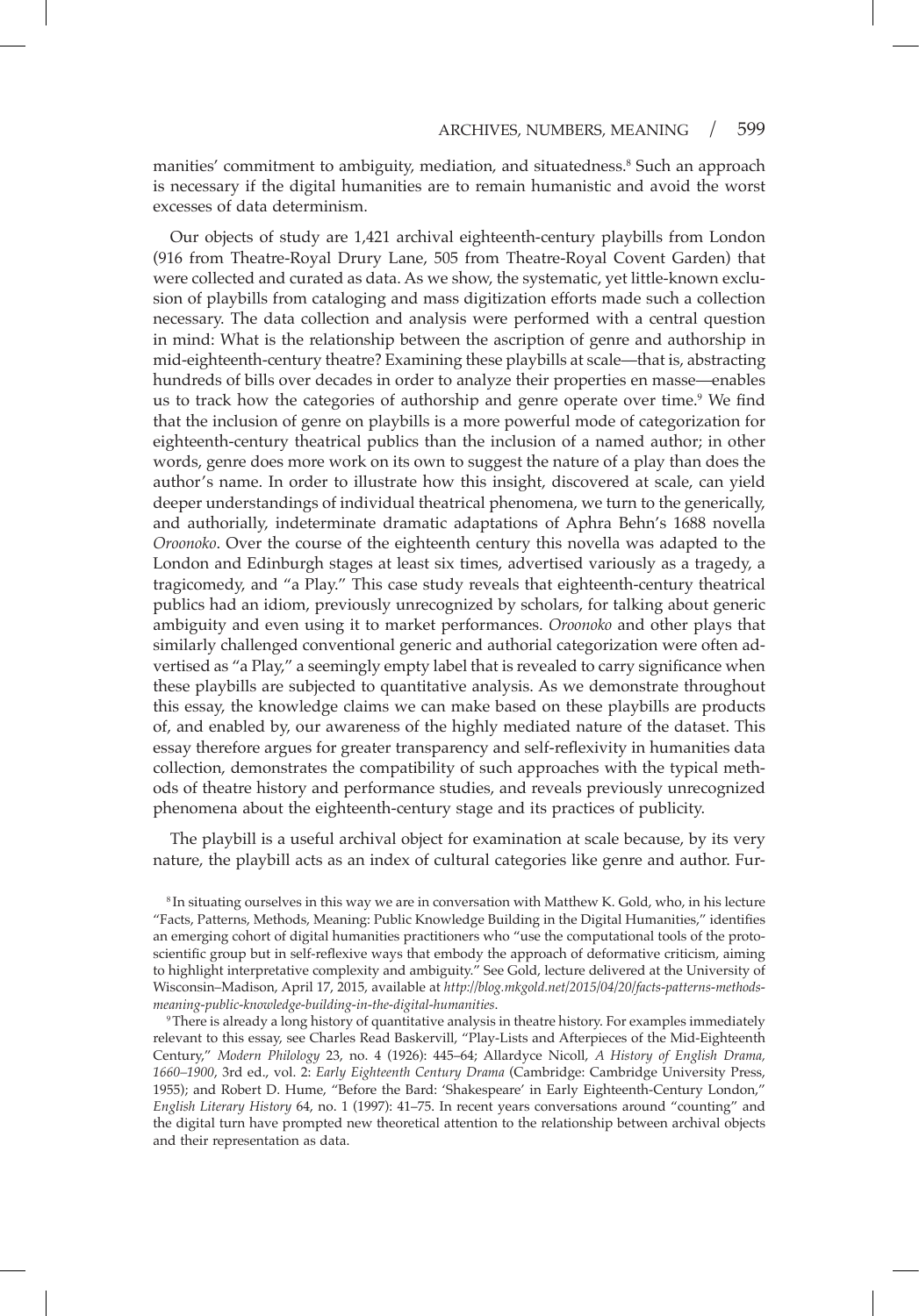manities' commitment to ambiguity, mediation, and situatedness.[8] Such an approach is necessary if the digital humanities are to remain humanistic and avoid the worst excesses of data determinism.

Our objects of study are 1,421 archival eighteenth-century playbills from London (916 from Theatre-Royal Drury Lane, 505 from Theatre-Royal Covent Garden) that were collected and curated as data. As we show, the systematic, yet little-known exclusion of playbills from cataloging and mass digitization efforts made such a collection necessary. The data collection and analysis were performed with a central question in mind: What is the relationship between the ascription of genre and authorship in mid-eighteenth-century theatre? Examining these playbills at scale—that is, abstracting hundreds of bills over decades in order to analyze their properties en masse—enables us to track how the categories of authorship and genre operate over time.[9] We find that the inclusion of genre on playbills is a more powerful mode of categorization for eighteenth-century theatrical publics than the inclusion of a named author; in other words, genre does more work on its own to suggest the nature of a play than does the author's name. In order to illustrate how this insight, discovered at scale, can yield deeper understandings of individual theatrical phenomena, we turn to the generically, and authorially, indeterminate dramatic adaptations of Aphra Behn's 1688 novella *Oroonoko*. Over the course of the eighteenth century this novella was adapted to the London and Edinburgh stages at least six times, advertised variously as a tragedy, a tragicomedy, and "a Play." This case study reveals that eighteenth-century theatrical publics had an idiom, previously unrecognized by scholars, for talking about generic ambiguity and even using it to market performances. *Oroonoko* and other plays that similarly challenged conventional generic and authorial categorization were often advertised as "a Play," a seemingly empty label that is revealed to carry significance when these playbills are subjected to quantitative analysis. As we demonstrate throughout this essay, the knowledge claims we can make based on these playbills are products of, and enabled by, our awareness of the highly mediated nature of the dataset. This essay therefore argues for greater transparency and self-reflexivity in humanities data collection, demonstrates the compatibility of such approaches with the typical methods of theatre history and performance studies, and reveals previously unrecognized phenomena about the eighteenth-century stage and its practices of publicity.

The playbill is a useful archival object for examination at scale because, by its very nature, the playbill acts as an index of cultural categories like genre and author. Fur-

[8] In situating ourselves in this way we are in conversation with Matthew K. Gold, who, in his lecture "Facts, Patterns, Methods, Meaning: Public Knowledge Building in the Digital Humanities," identifies an emerging cohort of digital humanities practitioners who "use the computational tools of the proto-scientific group but in self-reflexive ways that embody the approach of deformative criticism, aiming to highlight interpretative complexity and ambiguity." See Gold, lecture delivered at the University of Wisconsin–Madison, April 17, 2015, available at *http://blog.mkgold.net/2015/04/20/facts-patterns-methods-meaning-public-knowledge-building-in-the-digital-humanities*.

[9] There is already a long history of quantitative analysis in theatre history. For examples immediately relevant to this essay, see Charles Read Baskervill, "Play-Lists and Afterpieces of the Mid-Eighteenth Century," *Modern Philology* 23, no. 4 (1926): 445–64; Allardyce Nicoll, *A History of English Drama, 1660–1900*, 3rd ed., vol. 2: *Early Eighteenth Century Drama* (Cambridge: Cambridge University Press, 1955); and Robert D. Hume, "Before the Bard: 'Shakespeare' in Early Eighteenth-Century London," *English Literary History* 64, no. 1 (1997): 41–75. In recent years conversations around "counting" and the digital turn have prompted new theoretical attention to the relationship between archival objects and their representation as data.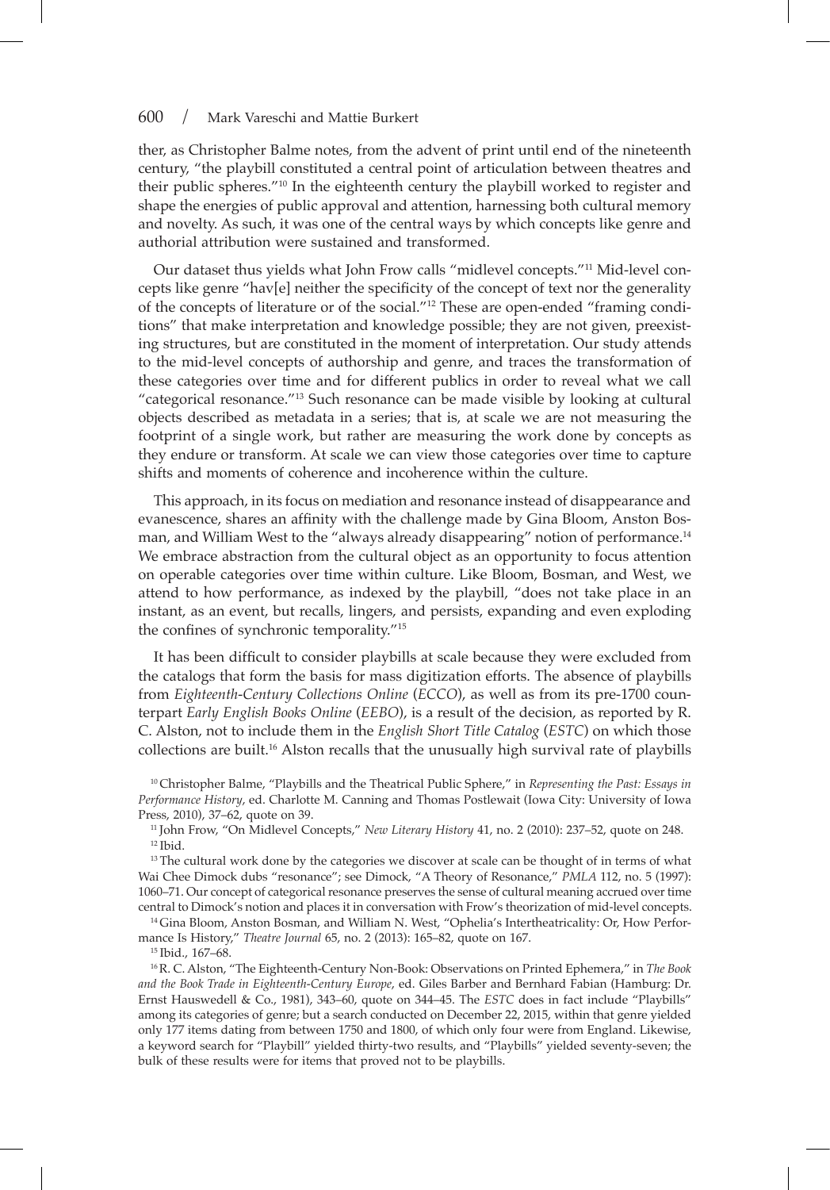ther, as Christopher Balme notes, from the advent of print until end of the nineteenth century, "the playbill constituted a central point of articulation between theatres and their public spheres."[10] In the eighteenth century the playbill worked to register and shape the energies of public approval and attention, harnessing both cultural memory and novelty. As such, it was one of the central ways by which concepts like genre and authorial attribution were sustained and transformed.

Our dataset thus yields what John Frow calls "midlevel concepts."[11] Mid-level concepts like genre "hav[e] neither the specificity of the concept of text nor the generality of the concepts of literature or of the social."[12] These are open-ended "framing conditions" that make interpretation and knowledge possible; they are not given, preexisting structures, but are constituted in the moment of interpretation. Our study attends to the mid-level concepts of authorship and genre, and traces the transformation of these categories over time and for different publics in order to reveal what we call "categorical resonance."[13] Such resonance can be made visible by looking at cultural objects described as metadata in a series; that is, at scale we are not measuring the footprint of a single work, but rather are measuring the work done by concepts as they endure or transform. At scale we can view those categories over time to capture shifts and moments of coherence and incoherence within the culture.

This approach, in its focus on mediation and resonance instead of disappearance and evanescence, shares an affinity with the challenge made by Gina Bloom, Anston Bosman, and William West to the "always already disappearing" notion of performance.[14] We embrace abstraction from the cultural object as an opportunity to focus attention on operable categories over time within culture. Like Bloom, Bosman, and West, we attend to how performance, as indexed by the playbill, "does not take place in an instant, as an event, but recalls, lingers, and persists, expanding and even exploding the confines of synchronic temporality."[15]

It has been difficult to consider playbills at scale because they were excluded from the catalogs that form the basis for mass digitization efforts. The absence of playbills from *Eighteenth-Century Collections Online* (*ECCO*), as well as from its pre-1700 counterpart *Early English Books Online* (*EEBO*), is a result of the decision, as reported by R. C. Alston, not to include them in the *English Short Title Catalog* (*ESTC*) on which those collections are built.[16] Alston recalls that the unusually high survival rate of playbills

---

[10] Christopher Balme, "Playbills and the Theatrical Public Sphere," in *Representing the Past: Essays in Performance History*, ed. Charlotte M. Canning and Thomas Postlewait (Iowa City: University of Iowa Press, 2010), 37–62, quote on 39.

[11] John Frow, "On Midlevel Concepts," *New Literary History* 41, no. 2 (2010): 237–52, quote on 248.

[12] Ibid.

[13] The cultural work done by the categories we discover at scale can be thought of in terms of what Wai Chee Dimock dubs "resonance"; see Dimock, "A Theory of Resonance," *PMLA* 112, no. 5 (1997): 1060–71. Our concept of categorical resonance preserves the sense of cultural meaning accrued over time central to Dimock's notion and places it in conversation with Frow's theorization of mid-level concepts.

[14] Gina Bloom, Anston Bosman, and William N. West, "Ophelia's Intertheatricality: Or, How Performance Is History," *Theatre Journal* 65, no. 2 (2013): 165–82, quote on 167.

[15] Ibid., 167–68.

[16] R. C. Alston, "The Eighteenth-Century Non-Book: Observations on Printed Ephemera," in *The Book and the Book Trade in Eighteenth-Century Europe*, ed. Giles Barber and Bernhard Fabian (Hamburg: Dr. Ernst Hauswedell & Co., 1981), 343–60, quote on 344–45. The *ESTC* does in fact include "Playbills" among its categories of genre; but a search conducted on December 22, 2015, within that genre yielded only 177 items dating from between 1750 and 1800, of which only four were from England. Likewise, a keyword search for "Playbill" yielded thirty-two results, and "Playbills" yielded seventy-seven; the bulk of these results were for items that proved not to be playbills.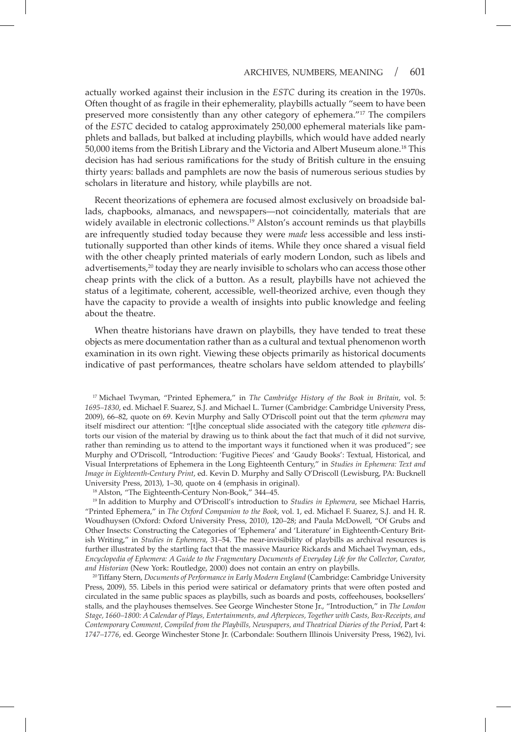actually worked against their inclusion in the *ESTC* during its creation in the 1970s. Often thought of as fragile in their ephemerality, playbills actually "seem to have been preserved more consistently than any other category of ephemera."[17] The compilers of the *ESTC* decided to catalog approximately 250,000 ephemeral materials like pamphlets and ballads, but balked at including playbills, which would have added nearly 50,000 items from the British Library and the Victoria and Albert Museum alone.[18] This decision has had serious ramifications for the study of British culture in the ensuing thirty years: ballads and pamphlets are now the basis of numerous serious studies by scholars in literature and history, while playbills are not.

Recent theorizations of ephemera are focused almost exclusively on broadside ballads, chapbooks, almanacs, and newspapers—not coincidentally, materials that are widely available in electronic collections.[19] Alston's account reminds us that playbills are infrequently studied today because they were *made* less accessible and less institutionally supported than other kinds of items. While they once shared a visual field with the other cheaply printed materials of early modern London, such as libels and advertisements,[20] today they are nearly invisible to scholars who can access those other cheap prints with the click of a button. As a result, playbills have not achieved the status of a legitimate, coherent, accessible, well-theorized archive, even though they have the capacity to provide a wealth of insights into public knowledge and feeling about the theatre.

When theatre historians have drawn on playbills, they have tended to treat these objects as mere documentation rather than as a cultural and textual phenomenon worth examination in its own right. Viewing these objects primarily as historical documents indicative of past performances, theatre scholars have seldom attended to playbills'

[17] Michael Twyman, "Printed Ephemera," in *The Cambridge History of the Book in Britain*, vol. 5: *1695–1830*, ed. Michael F. Suarez, S.J. and Michael L. Turner (Cambridge: Cambridge University Press, 2009), 66–82, quote on 69. Kevin Murphy and Sally O'Driscoll point out that the term *ephemera* may itself misdirect our attention: "[t]he conceptual slide associated with the category title *ephemera* distorts our vision of the material by drawing us to think about the fact that much of it did not survive, rather than reminding us to attend to the important ways it functioned when it was produced"; see Murphy and O'Driscoll, "Introduction: 'Fugitive Pieces' and 'Gaudy Books': Textual, Historical, and Visual Interpretations of Ephemera in the Long Eighteenth Century," in *Studies in Ephemera: Text and Image in Eighteenth-Century Print*, ed. Kevin D. Murphy and Sally O'Driscoll (Lewisburg, PA: Bucknell University Press, 2013), 1–30, quote on 4 (emphasis in original).

[18] Alston, "The Eighteenth-Century Non-Book," 344–45.

[19] In addition to Murphy and O'Driscoll's introduction to *Studies in Ephemera*, see Michael Harris, "Printed Ephemera," in *The Oxford Companion to the Book*, vol. 1, ed. Michael F. Suarez, S.J. and H. R. Woudhuysen (Oxford: Oxford University Press, 2010), 120–28; and Paula McDowell, "Of Grubs and Other Insects: Constructing the Categories of 'Ephemera' and 'Literature' in Eighteenth-Century British Writing," in *Studies in Ephemera*, 31–54. The near-invisibility of playbills as archival resources is further illustrated by the startling fact that the massive Maurice Rickards and Michael Twyman, eds., *Encyclopedia of Ephemera: A Guide to the Fragmentary Documents of Everyday Life for the Collector, Curator, and Historian* (New York: Routledge, 2000) does not contain an entry on playbills.

[20] Tiffany Stern, *Documents of Performance in Early Modern England* (Cambridge: Cambridge University Press, 2009), 55. Libels in this period were satirical or defamatory prints that were often posted and circulated in the same public spaces as playbills, such as boards and posts, coffeehouses, booksellers' stalls, and the playhouses themselves. See George Winchester Stone Jr., "Introduction," in *The London Stage, 1660–1800: A Calendar of Plays, Entertainments, and Afterpieces, Together with Casts, Box-Receipts, and Contemporary Comment, Compiled from the Playbills, Newspapers, and Theatrical Diaries of the Period*, Part 4: *1747–1776*, ed. George Winchester Stone Jr. (Carbondale: Southern Illinois University Press, 1962), lvi.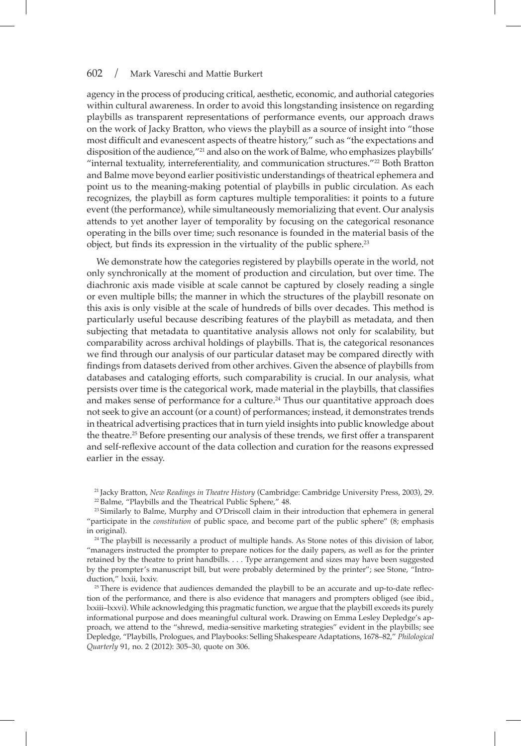agency in the process of producing critical, aesthetic, economic, and authorial categories within cultural awareness. In order to avoid this longstanding insistence on regarding playbills as transparent representations of performance events, our approach draws on the work of Jacky Bratton, who views the playbill as a source of insight into "those most difficult and evanescent aspects of theatre history," such as "the expectations and disposition of the audience,"[21] and also on the work of Balme, who emphasizes playbills' "internal textuality, interreferentiality, and communication structures."[22] Both Bratton and Balme move beyond earlier positivistic understandings of theatrical ephemera and point us to the meaning-making potential of playbills in public circulation. As each recognizes, the playbill as form captures multiple temporalities: it points to a future event (the performance), while simultaneously memorializing that event. Our analysis attends to yet another layer of temporality by focusing on the categorical resonance operating in the bills over time; such resonance is founded in the material basis of the object, but finds its expression in the virtuality of the public sphere.[23]

We demonstrate how the categories registered by playbills operate in the world, not only synchronically at the moment of production and circulation, but over time. The diachronic axis made visible at scale cannot be captured by closely reading a single or even multiple bills; the manner in which the structures of the playbill resonate on this axis is only visible at the scale of hundreds of bills over decades. This method is particularly useful because describing features of the playbill as metadata, and then subjecting that metadata to quantitative analysis allows not only for scalability, but comparability across archival holdings of playbills. That is, the categorical resonances we find through our analysis of our particular dataset may be compared directly with findings from datasets derived from other archives. Given the absence of playbills from databases and cataloging efforts, such comparability is crucial. In our analysis, what persists over time is the categorical work, made material in the playbills, that classifies and makes sense of performance for a culture.[24] Thus our quantitative approach does not seek to give an account (or a count) of performances; instead, it demonstrates trends in theatrical advertising practices that in turn yield insights into public knowledge about the theatre.[25] Before presenting our analysis of these trends, we first offer a transparent and self-reflexive account of the data collection and curation for the reasons expressed earlier in the essay.

[21] Jacky Bratton, *New Readings in Theatre History* (Cambridge: Cambridge University Press, 2003), 29.

[22] Balme, "Playbills and the Theatrical Public Sphere," 48.

[23] Similarly to Balme, Murphy and O'Driscoll claim in their introduction that ephemera in general "participate in the *constitution* of public space, and become part of the public sphere" (8; emphasis in original).

[24] The playbill is necessarily a product of multiple hands. As Stone notes of this division of labor, "managers instructed the prompter to prepare notices for the daily papers, as well as for the printer retained by the theatre to print handbills. . . . Type arrangement and sizes may have been suggested by the prompter's manuscript bill, but were probably determined by the printer"; see Stone, "Introduction," lxxii, lxxiv.

[25] There is evidence that audiences demanded the playbill to be an accurate and up-to-date reflection of the performance, and there is also evidence that managers and prompters obliged (see ibid., lxxiii–lxxvi). While acknowledging this pragmatic function, we argue that the playbill exceeds its purely informational purpose and does meaningful cultural work. Drawing on Emma Lesley Depledge's approach, we attend to the "shrewd, media-sensitive marketing strategies" evident in the playbills; see Depledge, "Playbills, Prologues, and Playbooks: Selling Shakespeare Adaptations, 1678–82," *Philological Quarterly* 91, no. 2 (2012): 305–30, quote on 306.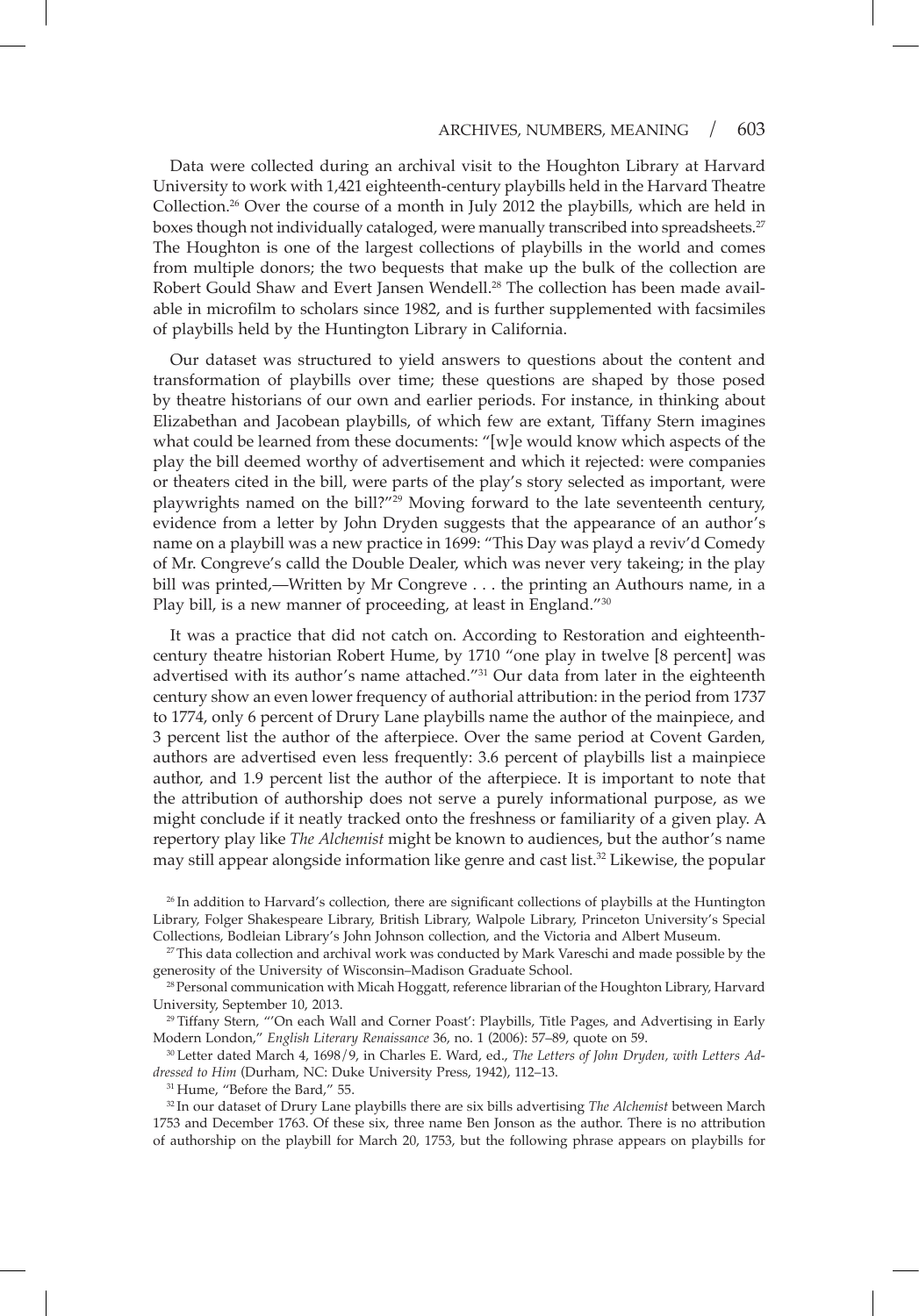Data were collected during an archival visit to the Houghton Library at Harvard University to work with 1,421 eighteenth-century playbills held in the Harvard Theatre Collection.[26] Over the course of a month in July 2012 the playbills, which are held in boxes though not individually cataloged, were manually transcribed into spreadsheets.[27] The Houghton is one of the largest collections of playbills in the world and comes from multiple donors; the two bequests that make up the bulk of the collection are Robert Gould Shaw and Evert Jansen Wendell.[28] The collection has been made available in microfilm to scholars since 1982, and is further supplemented with facsimiles of playbills held by the Huntington Library in California.

Our dataset was structured to yield answers to questions about the content and transformation of playbills over time; these questions are shaped by those posed by theatre historians of our own and earlier periods. For instance, in thinking about Elizabethan and Jacobean playbills, of which few are extant, Tiffany Stern imagines what could be learned from these documents: "[w]e would know which aspects of the play the bill deemed worthy of advertisement and which it rejected: were companies or theaters cited in the bill, were parts of the play's story selected as important, were playwrights named on the bill?"[29] Moving forward to the late seventeenth century, evidence from a letter by John Dryden suggests that the appearance of an author's name on a playbill was a new practice in 1699: "This Day was playd a reviv'd Comedy of Mr. Congreve's calld the Double Dealer, which was never very takeing; in the play bill was printed,—Written by Mr Congreve . . . the printing an Authours name, in a Play bill, is a new manner of proceeding, at least in England."[30]

It was a practice that did not catch on. According to Restoration and eighteenth-century theatre historian Robert Hume, by 1710 "one play in twelve [8 percent] was advertised with its author's name attached."[31] Our data from later in the eighteenth century show an even lower frequency of authorial attribution: in the period from 1737 to 1774, only 6 percent of Drury Lane playbills name the author of the mainpiece, and 3 percent list the author of the afterpiece. Over the same period at Covent Garden, authors are advertised even less frequently: 3.6 percent of playbills list a mainpiece author, and 1.9 percent list the author of the afterpiece. It is important to note that the attribution of authorship does not serve a purely informational purpose, as we might conclude if it neatly tracked onto the freshness or familiarity of a given play. A repertory play like *The Alchemist* might be known to audiences, but the author's name may still appear alongside information like genre and cast list.[32] Likewise, the popular

[26] In addition to Harvard's collection, there are significant collections of playbills at the Huntington Library, Folger Shakespeare Library, British Library, Walpole Library, Princeton University's Special Collections, Bodleian Library's John Johnson collection, and the Victoria and Albert Museum.

[27] This data collection and archival work was conducted by Mark Vareschi and made possible by the generosity of the University of Wisconsin–Madison Graduate School.

[28] Personal communication with Micah Hoggatt, reference librarian of the Houghton Library, Harvard University, September 10, 2013.

[29] Tiffany Stern, "'On each Wall and Corner Poast': Playbills, Title Pages, and Advertising in Early Modern London," *English Literary Renaissance* 36, no. 1 (2006): 57–89, quote on 59.

[30] Letter dated March 4, 1698/9, in Charles E. Ward, ed., *The Letters of John Dryden, with Letters Addressed to Him* (Durham, NC: Duke University Press, 1942), 112–13.

[31] Hume, "Before the Bard," 55.

[32] In our dataset of Drury Lane playbills there are six bills advertising *The Alchemist* between March 1753 and December 1763. Of these six, three name Ben Jonson as the author. There is no attribution of authorship on the playbill for March 20, 1753, but the following phrase appears on playbills for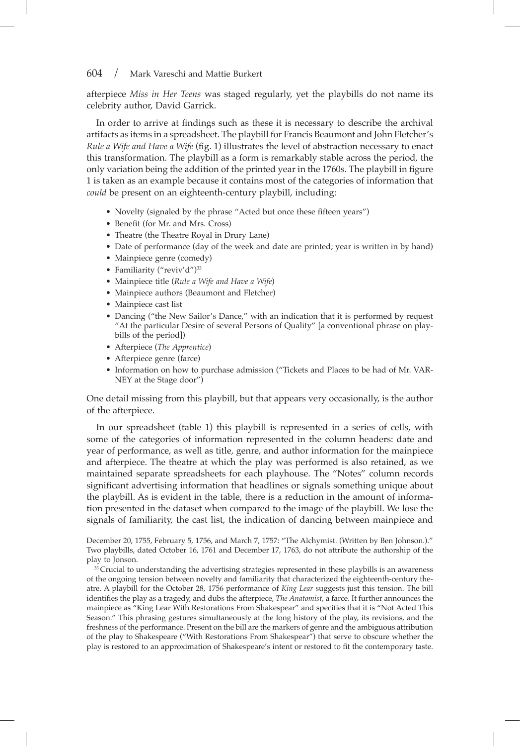afterpiece *Miss in Her Teens* was staged regularly, yet the playbills do not name its celebrity author, David Garrick.

In order to arrive at findings such as these it is necessary to describe the archival artifacts as items in a spreadsheet. The playbill for Francis Beaumont and John Fletcher's *Rule a Wife and Have a Wife* (fig. 1) illustrates the level of abstraction necessary to enact this transformation. The playbill as a form is remarkably stable across the period, the only variation being the addition of the printed year in the 1760s. The playbill in figure 1 is taken as an example because it contains most of the categories of information that *could* be present on an eighteenth-century playbill, including:

- Novelty (signaled by the phrase "Acted but once these fifteen years")
- Benefit (for Mr. and Mrs. Cross)
- Theatre (the Theatre Royal in Drury Lane)
- Date of performance (day of the week and date are printed; year is written in by hand)
- Mainpiece genre (comedy)
- Familiarity ("reviv'd")[33]
- Mainpiece title (*Rule a Wife and Have a Wife*)
- Mainpiece authors (Beaumont and Fletcher)
- Mainpiece cast list
- Dancing ("the New Sailor's Dance," with an indication that it is performed by request "At the particular Desire of several Persons of Quality" [a conventional phrase on playbills of the period])
- Afterpiece (*The Apprentice*)
- Afterpiece genre (farce)
- Information on how to purchase admission ("Tickets and Places to be had of Mr. VARNEY at the Stage door")

One detail missing from this playbill, but that appears very occasionally, is the author of the afterpiece.

In our spreadsheet (table 1) this playbill is represented in a series of cells, with some of the categories of information represented in the column headers: date and year of performance, as well as title, genre, and author information for the mainpiece and afterpiece. The theatre at which the play was performed is also retained, as we maintained separate spreadsheets for each playhouse. The "Notes" column records significant advertising information that headlines or signals something unique about the playbill. As is evident in the table, there is a reduction in the amount of information presented in the dataset when compared to the image of the playbill. We lose the signals of familiarity, the cast list, the indication of dancing between mainpiece and

December 20, 1755, February 5, 1756, and March 7, 1757: "The Alchymist. (Written by Ben Johnson.)." Two playbills, dated October 16, 1761 and December 17, 1763, do not attribute the authorship of the play to Jonson.

[33] Crucial to understanding the advertising strategies represented in these playbills is an awareness of the ongoing tension between novelty and familiarity that characterized the eighteenth-century theatre. A playbill for the October 28, 1756 performance of *King Lear* suggests just this tension. The bill identifies the play as a tragedy, and dubs the afterpiece, *The Anatomist*, a farce. It further announces the mainpiece as "King Lear With Restorations From Shakespear" and specifies that it is "Not Acted This Season." This phrasing gestures simultaneously at the long history of the play, its revisions, and the freshness of the performance. Present on the bill are the markers of genre and the ambiguous attribution of the play to Shakespeare ("With Restorations From Shakespear") that serve to obscure whether the play is restored to an approximation of Shakespeare's intent or restored to fit the contemporary taste.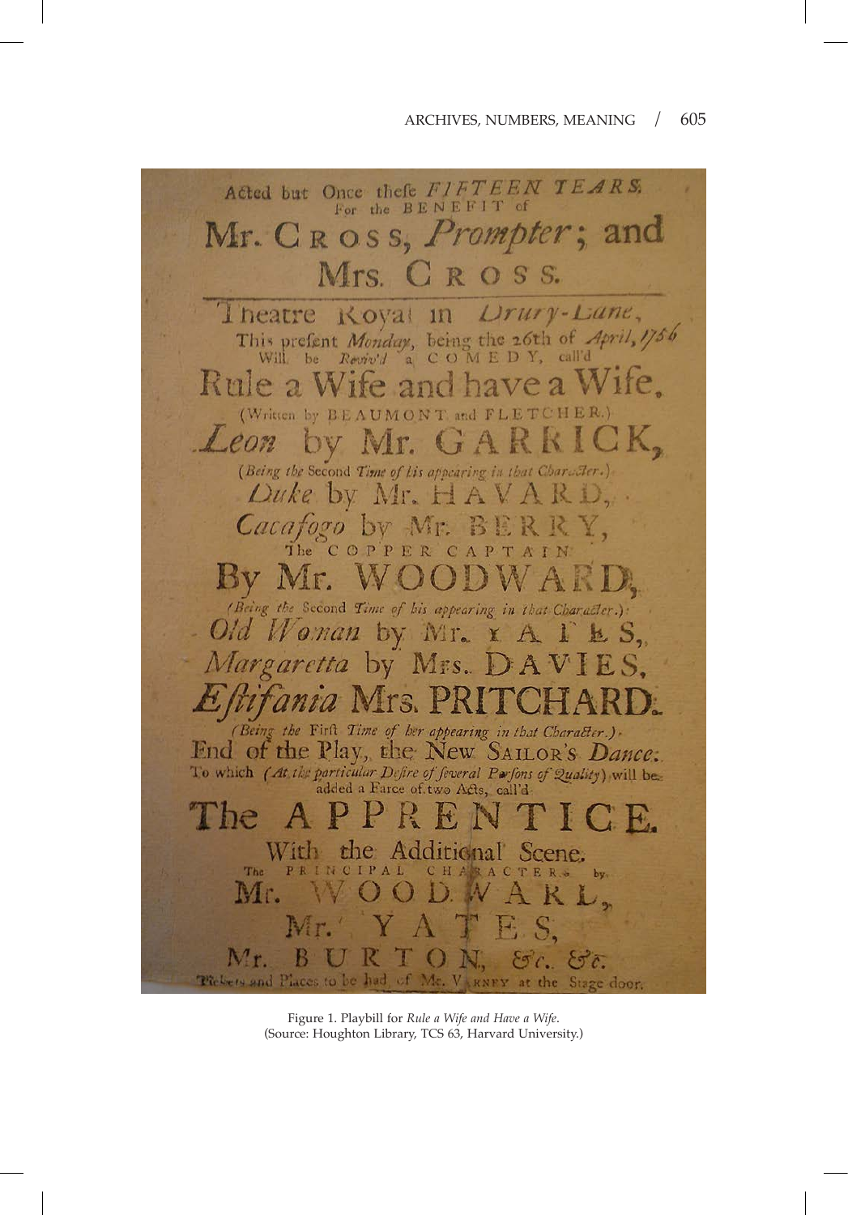Acted but Once these FIFTEEN YEARS.
For the BENEFIT of
Mr. CROSS, *Prompter*; and
Mrs. CROSS.

Theatre Royal in *Drury-Lane*,
This present *Monday*, being the 26th of *April*, 1756
Will be *Reviv'd* a COMEDY, call'd
Rule a Wife and have a Wife.
(Written by BEAUMONT and FLETCHER.)
*Leon* by Mr. GARRICK,
(*Being the* Second *Time of his appearing in that Character.*)
*Duke* by Mr. HAVARD,
*Cacafogo* by Mr. BERRY,
The COPPER CAPTAIN
By Mr. WOODWARD,
(*Being the* Second *Time of his appearing in that Character.*)
*Old Woman* by Mr. YATES,
*Margaretta* by Mrs. DAVIES,
*Estifania* Mrs. PRITCHARD.
(*Being the* First *Time of her appearing in that Character.*)
End of the Play, the New SAILOR'S *Dance*:
To which (*At the particular Desire of several Persons of Quality*) will be added a Farce of two Acts, call'd
The APPRENTICE.
With the Additional Scene.
The PRINCIPAL CHARACTERS by
Mr. WOODWARD,
Mr. YATES,
Mr. BURTON, &c. &c.
Tickets and Places to be had of Mr. VARNEY at the Stage door.

Figure 1. Playbill for *Rule a Wife and Have a Wife*.
(Source: Houghton Library, TCS 63, Harvard University.)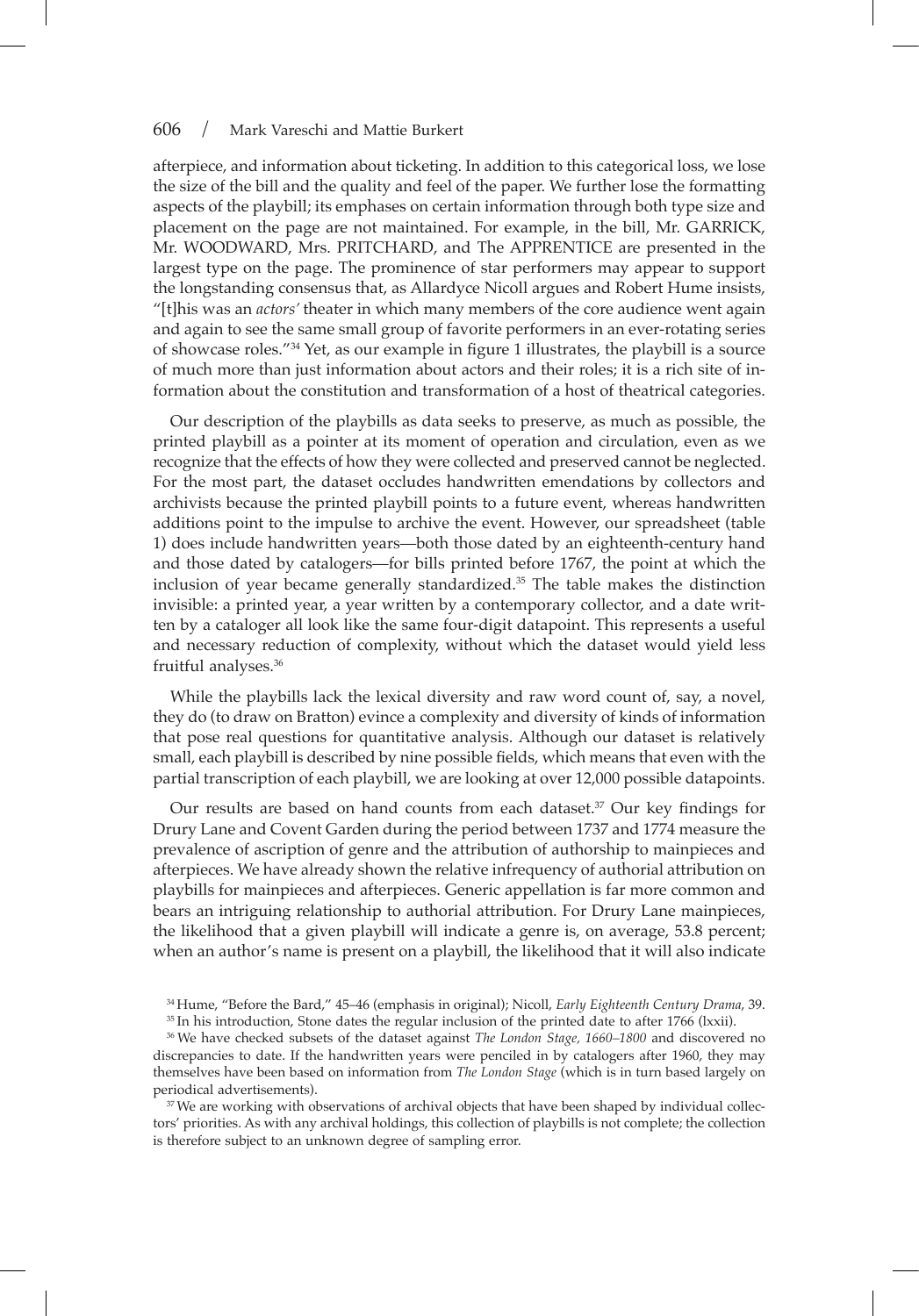afterpiece, and information about ticketing. In addition to this categorical loss, we lose the size of the bill and the quality and feel of the paper. We further lose the formatting aspects of the playbill; its emphases on certain information through both type size and placement on the page are not maintained. For example, in the bill, Mr. GARRICK, Mr. WOODWARD, Mrs. PRITCHARD, and The APPRENTICE are presented in the largest type on the page. The prominence of star performers may appear to support the longstanding consensus that, as Allardyce Nicoll argues and Robert Hume insists, "[t]his was an *actors'* theater in which many members of the core audience went again and again to see the same small group of favorite performers in an ever-rotating series of showcase roles."[34] Yet, as our example in figure 1 illustrates, the playbill is a source of much more than just information about actors and their roles; it is a rich site of information about the constitution and transformation of a host of theatrical categories.

Our description of the playbills as data seeks to preserve, as much as possible, the printed playbill as a pointer at its moment of operation and circulation, even as we recognize that the effects of how they were collected and preserved cannot be neglected. For the most part, the dataset occludes handwritten emendations by collectors and archivists because the printed playbill points to a future event, whereas handwritten additions point to the impulse to archive the event. However, our spreadsheet (table 1) does include handwritten years—both those dated by an eighteenth-century hand and those dated by catalogers—for bills printed before 1767, the point at which the inclusion of year became generally standardized.[35] The table makes the distinction invisible: a printed year, a year written by a contemporary collector, and a date written by a cataloger all look like the same four-digit datapoint. This represents a useful and necessary reduction of complexity, without which the dataset would yield less fruitful analyses.[36]

While the playbills lack the lexical diversity and raw word count of, say, a novel, they do (to draw on Bratton) evince a complexity and diversity of kinds of information that pose real questions for quantitative analysis. Although our dataset is relatively small, each playbill is described by nine possible fields, which means that even with the partial transcription of each playbill, we are looking at over 12,000 possible datapoints.

Our results are based on hand counts from each dataset.[37] Our key findings for Drury Lane and Covent Garden during the period between 1737 and 1774 measure the prevalence of ascription of genre and the attribution of authorship to mainpieces and afterpieces. We have already shown the relative infrequency of authorial attribution on playbills for mainpieces and afterpieces. Generic appellation is far more common and bears an intriguing relationship to authorial attribution. For Drury Lane mainpieces, the likelihood that a given playbill will indicate a genre is, on average, 53.8 percent; when an author's name is present on a playbill, the likelihood that it will also indicate

---

[34] Hume, "Before the Bard," 45–46 (emphasis in original); Nicoll, *Early Eighteenth Century Drama*, 39.

[35] In his introduction, Stone dates the regular inclusion of the printed date to after 1766 (lxxii).

[36] We have checked subsets of the dataset against *The London Stage, 1660–1800* and discovered no discrepancies to date. If the handwritten years were penciled in by catalogers after 1960, they may themselves have been based on information from *The London Stage* (which is in turn based largely on periodical advertisements).

[37] We are working with observations of archival objects that have been shaped by individual collectors' priorities. As with any archival holdings, this collection of playbills is not complete; the collection is therefore subject to an unknown degree of sampling error.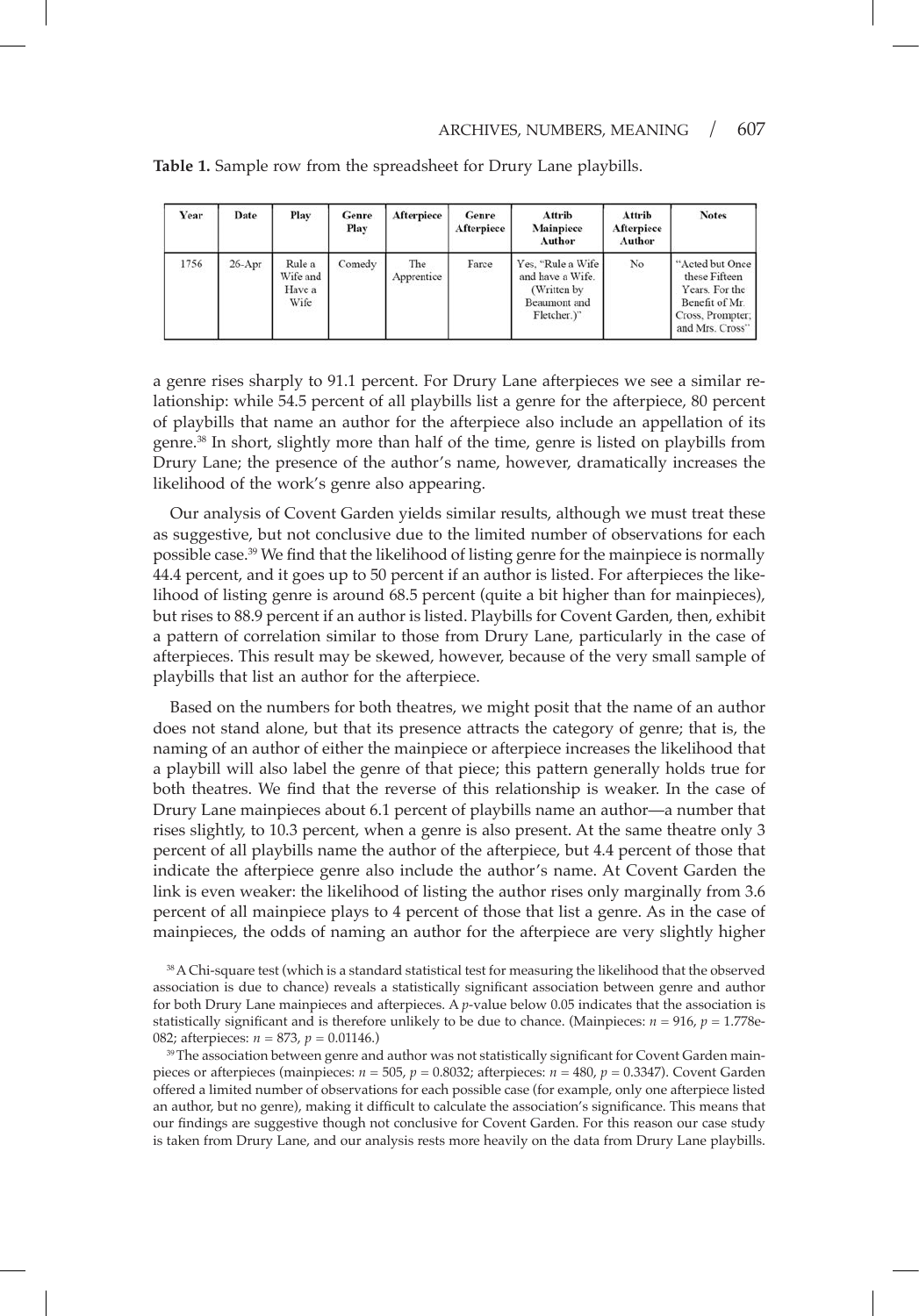**Table 1.** Sample row from the spreadsheet for Drury Lane playbills.

| Year | Date | Play | Genre Play | Afterpiece | Genre Afterpiece | Attrib Mainpiece Author | Attrib Afterpiece Author | Notes |
|---|---|---|---|---|---|---|---|---|
| 1756 | 26-Apr | Rule a Wife and Have a Wife | Comedy | The Apprentice | Farce | Yes, "Rule a Wife and have a Wife. (Written by Beaumont and Fletcher.)" | No | "Acted but Once these Fifteen Years. For the Benefit of Mr. Cross, Prompter; and Mrs. Cross" |

a genre rises sharply to 91.1 percent. For Drury Lane afterpieces we see a similar relationship: while 54.5 percent of all playbills list a genre for the afterpiece, 80 percent of playbills that name an author for the afterpiece also include an appellation of its genre.[38] In short, slightly more than half of the time, genre is listed on playbills from Drury Lane; the presence of the author's name, however, dramatically increases the likelihood of the work's genre also appearing.

Our analysis of Covent Garden yields similar results, although we must treat these as suggestive, but not conclusive due to the limited number of observations for each possible case.[39] We find that the likelihood of listing genre for the mainpiece is normally 44.4 percent, and it goes up to 50 percent if an author is listed. For afterpieces the likelihood of listing genre is around 68.5 percent (quite a bit higher than for mainpieces), but rises to 88.9 percent if an author is listed. Playbills for Covent Garden, then, exhibit a pattern of correlation similar to those from Drury Lane, particularly in the case of afterpieces. This result may be skewed, however, because of the very small sample of playbills that list an author for the afterpiece.

Based on the numbers for both theatres, we might posit that the name of an author does not stand alone, but that its presence attracts the category of genre; that is, the naming of an author of either the mainpiece or afterpiece increases the likelihood that a playbill will also label the genre of that piece; this pattern generally holds true for both theatres. We find that the reverse of this relationship is weaker. In the case of Drury Lane mainpieces about 6.1 percent of playbills name an author—a number that rises slightly, to 10.3 percent, when a genre is also present. At the same theatre only 3 percent of all playbills name the author of the afterpiece, but 4.4 percent of those that indicate the afterpiece genre also include the author's name. At Covent Garden the link is even weaker: the likelihood of listing the author rises only marginally from 3.6 percent of all mainpiece plays to 4 percent of those that list a genre. As in the case of mainpieces, the odds of naming an author for the afterpiece are very slightly higher

[38] A Chi-square test (which is a standard statistical test for measuring the likelihood that the observed association is due to chance) reveals a statistically significant association between genre and author for both Drury Lane mainpieces and afterpieces. A $p$-value below 0.05 indicates that the association is statistically significant and is therefore unlikely to be due to chance. (Mainpieces: $n = 916$, $p = 1.778\text{e-}082$; afterpieces: $n = 873$, $p = 0.01146$.)

[39] The association between genre and author was not statistically significant for Covent Garden mainpieces or afterpieces (mainpieces: $n = 505$, $p = 0.8032$; afterpieces: $n = 480$, $p = 0.3347$). Covent Garden offered a limited number of observations for each possible case (for example, only one afterpiece listed an author, but no genre), making it difficult to calculate the association's significance. This means that our findings are suggestive though not conclusive for Covent Garden. For this reason our case study is taken from Drury Lane, and our analysis rests more heavily on the data from Drury Lane playbills.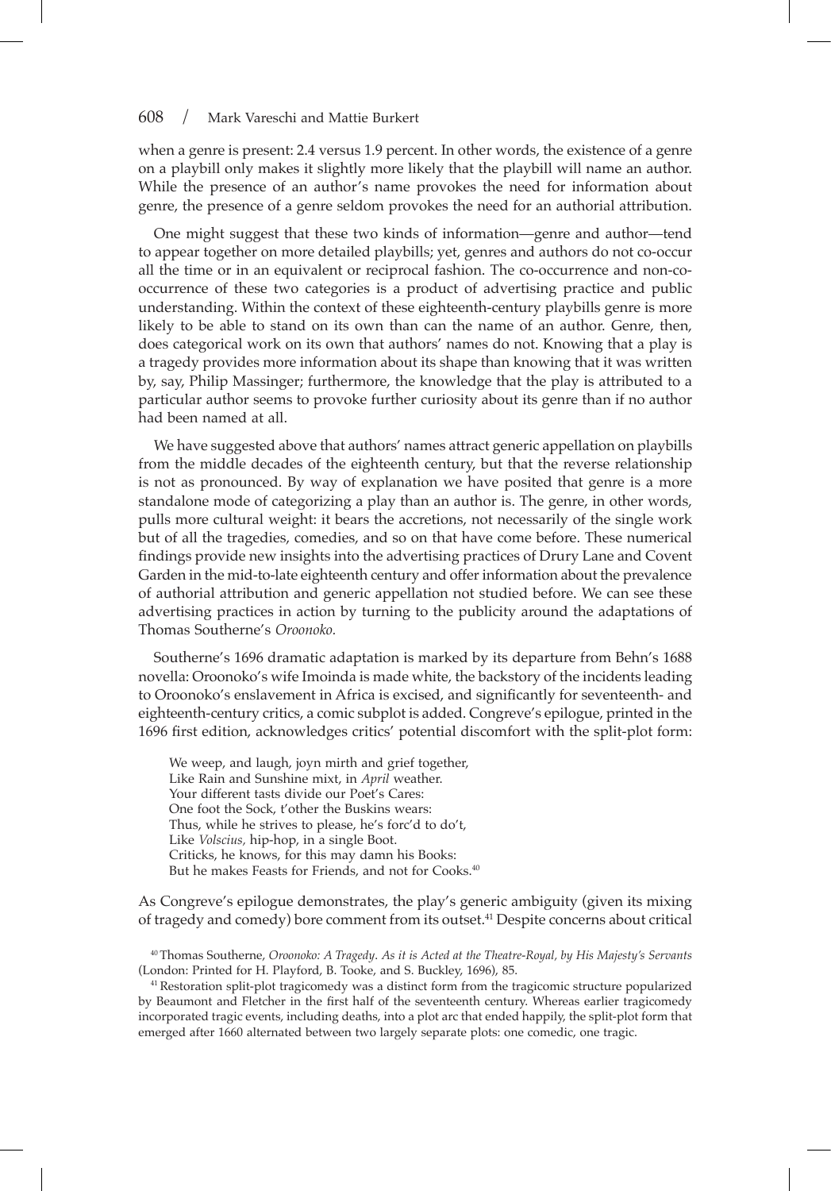when a genre is present: 2.4 versus 1.9 percent. In other words, the existence of a genre on a playbill only makes it slightly more likely that the playbill will name an author. While the presence of an author's name provokes the need for information about genre, the presence of a genre seldom provokes the need for an authorial attribution.

One might suggest that these two kinds of information—genre and author—tend to appear together on more detailed playbills; yet, genres and authors do not co-occur all the time or in an equivalent or reciprocal fashion. The co-occurrence and non-co-occurrence of these two categories is a product of advertising practice and public understanding. Within the context of these eighteenth-century playbills genre is more likely to be able to stand on its own than can the name of an author. Genre, then, does categorical work on its own that authors' names do not. Knowing that a play is a tragedy provides more information about its shape than knowing that it was written by, say, Philip Massinger; furthermore, the knowledge that the play is attributed to a particular author seems to provoke further curiosity about its genre than if no author had been named at all.

We have suggested above that authors' names attract generic appellation on playbills from the middle decades of the eighteenth century, but that the reverse relationship is not as pronounced. By way of explanation we have posited that genre is a more standalone mode of categorizing a play than an author is. The genre, in other words, pulls more cultural weight: it bears the accretions, not necessarily of the single work but of all the tragedies, comedies, and so on that have come before. These numerical findings provide new insights into the advertising practices of Drury Lane and Covent Garden in the mid-to-late eighteenth century and offer information about the prevalence of authorial attribution and generic appellation not studied before. We can see these advertising practices in action by turning to the publicity around the adaptations of Thomas Southerne's *Oroonoko.*

Southerne's 1696 dramatic adaptation is marked by its departure from Behn's 1688 novella: Oroonoko's wife Imoinda is made white, the backstory of the incidents leading to Oroonoko's enslavement in Africa is excised, and significantly for seventeenth- and eighteenth-century critics, a comic subplot is added. Congreve's epilogue, printed in the 1696 first edition, acknowledges critics' potential discomfort with the split-plot form:

> We weep, and laugh, joyn mirth and grief together,
> Like Rain and Sunshine mixt, in *April* weather.
> Your different tasts divide our Poet's Cares:
> One foot the Sock, t'other the Buskins wears:
> Thus, while he strives to please, he's forc'd to do't,
> Like *Volscius*, hip-hop, in a single Boot.
> Criticks, he knows, for this may damn his Books:
> But he makes Feasts for Friends, and not for Cooks.[40]

As Congreve's epilogue demonstrates, the play's generic ambiguity (given its mixing of tragedy and comedy) bore comment from its outset.[41] Despite concerns about critical

[40] Thomas Southerne, *Oroonoko: A Tragedy. As it is Acted at the Theatre-Royal, by His Majesty's Servants* (London: Printed for H. Playford, B. Tooke, and S. Buckley, 1696), 85.

[41] Restoration split-plot tragicomedy was a distinct form from the tragicomic structure popularized by Beaumont and Fletcher in the first half of the seventeenth century. Whereas earlier tragicomedy incorporated tragic events, including deaths, into a plot arc that ended happily, the split-plot form that emerged after 1660 alternated between two largely separate plots: one comedic, one tragic.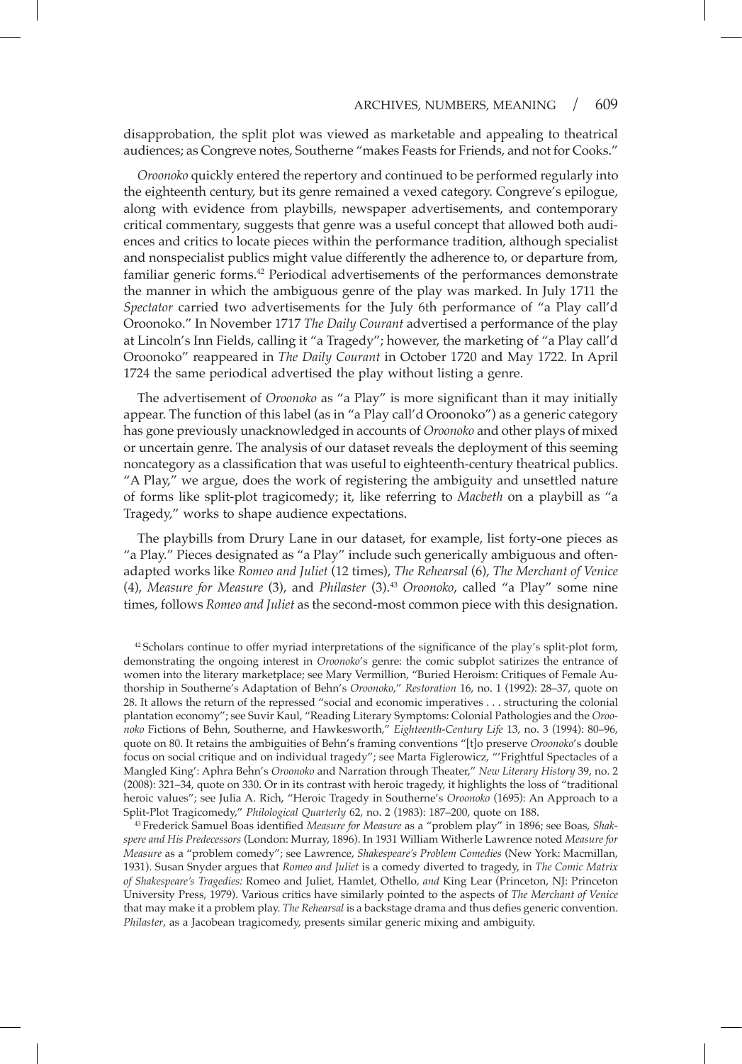disapprobation, the split plot was viewed as marketable and appealing to theatrical audiences; as Congreve notes, Southerne "makes Feasts for Friends, and not for Cooks."

*Oroonoko* quickly entered the repertory and continued to be performed regularly into the eighteenth century, but its genre remained a vexed category. Congreve's epilogue, along with evidence from playbills, newspaper advertisements, and contemporary critical commentary, suggests that genre was a useful concept that allowed both audiences and critics to locate pieces within the performance tradition, although specialist and nonspecialist publics might value differently the adherence to, or departure from, familiar generic forms.[42] Periodical advertisements of the performances demonstrate the manner in which the ambiguous genre of the play was marked. In July 1711 the *Spectator* carried two advertisements for the July 6th performance of "a Play call'd Oroonoko." In November 1717 *The Daily Courant* advertised a performance of the play at Lincoln's Inn Fields, calling it "a Tragedy"; however, the marketing of "a Play call'd Oroonoko" reappeared in *The Daily Courant* in October 1720 and May 1722. In April 1724 the same periodical advertised the play without listing a genre.

The advertisement of *Oroonoko* as "a Play" is more significant than it may initially appear. The function of this label (as in "a Play call'd Oroonoko") as a generic category has gone previously unacknowledged in accounts of *Oroonoko* and other plays of mixed or uncertain genre. The analysis of our dataset reveals the deployment of this seeming noncategory as a classification that was useful to eighteenth-century theatrical publics. "A Play," we argue, does the work of registering the ambiguity and unsettled nature of forms like split-plot tragicomedy; it, like referring to *Macbeth* on a playbill as "a Tragedy," works to shape audience expectations.

The playbills from Drury Lane in our dataset, for example, list forty-one pieces as "a Play." Pieces designated as "a Play" include such generically ambiguous and often-adapted works like *Romeo and Juliet* (12 times), *The Rehearsal* (6), *The Merchant of Venice* (4), *Measure for Measure* (3), and *Philaster* (3).[43] *Oroonoko*, called "a Play" some nine times, follows *Romeo and Juliet* as the second-most common piece with this designation.

[42] Scholars continue to offer myriad interpretations of the significance of the play's split-plot form, demonstrating the ongoing interest in *Oroonoko*'s genre: the comic subplot satirizes the entrance of women into the literary marketplace; see Mary Vermillion, "Buried Heroism: Critiques of Female Authorship in Southerne's Adaptation of Behn's *Oroonoko*," *Restoration* 16, no. 1 (1992): 28–37, quote on 28. It allows the return of the repressed "social and economic imperatives . . . structuring the colonial plantation economy"; see Suvir Kaul, "Reading Literary Symptoms: Colonial Pathologies and the *Oroonoko* Fictions of Behn, Southerne, and Hawkesworth," *Eighteenth-Century Life* 13, no. 3 (1994): 80–96, quote on 80. It retains the ambiguities of Behn's framing conventions "[t]o preserve *Oroonoko*'s double focus on social critique and on individual tragedy"; see Marta Figlerowicz, "'Frightful Spectacles of a Mangled King': Aphra Behn's *Oroonoko* and Narration through Theater," *New Literary History* 39, no. 2 (2008): 321–34, quote on 330. Or in its contrast with heroic tragedy, it highlights the loss of "traditional heroic values"; see Julia A. Rich, "Heroic Tragedy in Southerne's *Oroonoko* (1695): An Approach to a Split-Plot Tragicomedy," *Philological Quarterly* 62, no. 2 (1983): 187–200, quote on 188.

[43] Frederick Samuel Boas identified *Measure for Measure* as a "problem play" in 1896; see Boas, *Shakspere and His Predecessors* (London: Murray, 1896). In 1931 William Witherle Lawrence noted *Measure for Measure* as a "problem comedy"; see Lawrence, *Shakespeare's Problem Comedies* (New York: Macmillan, 1931). Susan Snyder argues that *Romeo and Juliet* is a comedy diverted to tragedy, in *The Comic Matrix of Shakespeare's Tragedies:* Romeo and Juliet*,* Hamlet*,* Othello*, and* King Lear (Princeton, NJ: Princeton University Press, 1979). Various critics have similarly pointed to the aspects of *The Merchant of Venice* that may make it a problem play. *The Rehearsal* is a backstage drama and thus defies generic convention. *Philaster*, as a Jacobean tragicomedy, presents similar generic mixing and ambiguity.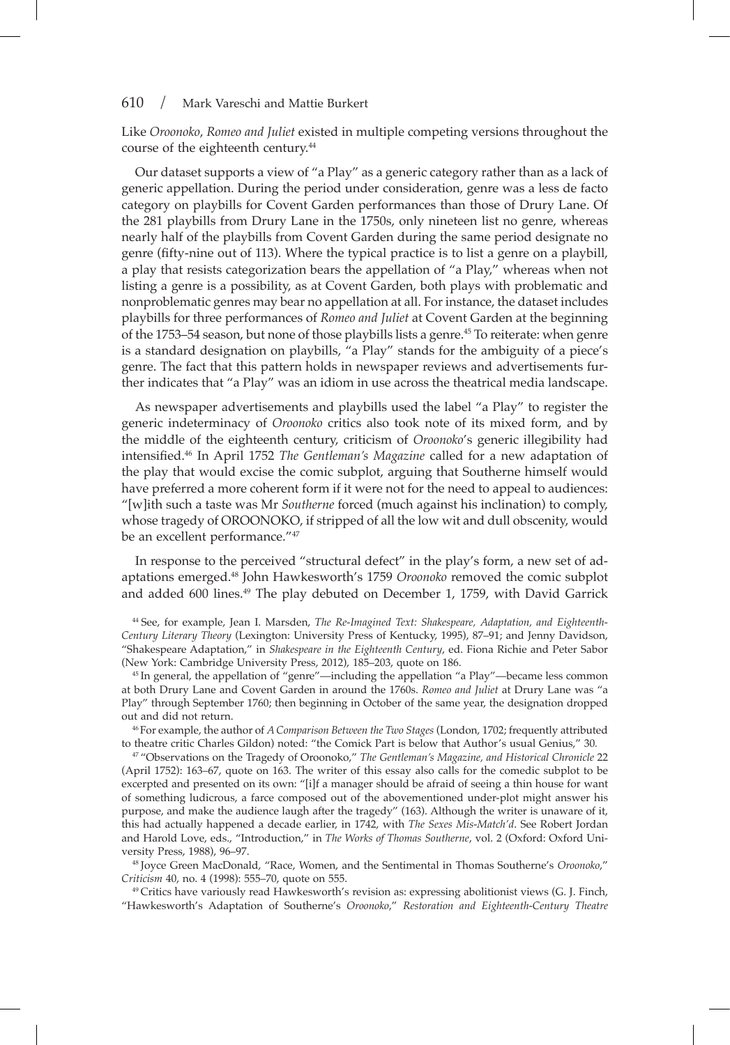Like *Oroonoko*, *Romeo and Juliet* existed in multiple competing versions throughout the course of the eighteenth century.[44]

Our dataset supports a view of "a Play" as a generic category rather than as a lack of generic appellation. During the period under consideration, genre was a less de facto category on playbills for Covent Garden performances than those of Drury Lane. Of the 281 playbills from Drury Lane in the 1750s, only nineteen list no genre, whereas nearly half of the playbills from Covent Garden during the same period designate no genre (fifty-nine out of 113). Where the typical practice is to list a genre on a playbill, a play that resists categorization bears the appellation of "a Play," whereas when not listing a genre is a possibility, as at Covent Garden, both plays with problematic and nonproblematic genres may bear no appellation at all. For instance, the dataset includes playbills for three performances of *Romeo and Juliet* at Covent Garden at the beginning of the 1753–54 season, but none of those playbills lists a genre.[45] To reiterate: when genre is a standard designation on playbills, "a Play" stands for the ambiguity of a piece's genre. The fact that this pattern holds in newspaper reviews and advertisements further indicates that "a Play" was an idiom in use across the theatrical media landscape.

As newspaper advertisements and playbills used the label "a Play" to register the generic indeterminacy of *Oroonoko* critics also took note of its mixed form, and by the middle of the eighteenth century, criticism of *Oroonoko*'s generic illegibility had intensified.[46] In April 1752 *The Gentleman's Magazine* called for a new adaptation of the play that would excise the comic subplot, arguing that Southerne himself would have preferred a more coherent form if it were not for the need to appeal to audiences: "[w]ith such a taste was Mr *Southerne* forced (much against his inclination) to comply, whose tragedy of OROONOKO, if stripped of all the low wit and dull obscenity, would be an excellent performance."[47]

In response to the perceived "structural defect" in the play's form, a new set of adaptations emerged.[48] John Hawkesworth's 1759 *Oroonoko* removed the comic subplot and added 600 lines.[49] The play debuted on December 1, 1759, with David Garrick

[44] See, for example, Jean I. Marsden, *The Re-Imagined Text: Shakespeare, Adaptation, and Eighteenth-Century Literary Theory* (Lexington: University Press of Kentucky, 1995), 87–91; and Jenny Davidson, "Shakespeare Adaptation," in *Shakespeare in the Eighteenth Century*, ed. Fiona Richie and Peter Sabor (New York: Cambridge University Press, 2012), 185–203, quote on 186.

[45] In general, the appellation of "genre"—including the appellation "a Play"—became less common at both Drury Lane and Covent Garden in around the 1760s. *Romeo and Juliet* at Drury Lane was "a Play" through September 1760; then beginning in October of the same year, the designation dropped out and did not return.

[46] For example, the author of *A Comparison Between the Two Stages* (London, 1702; frequently attributed to theatre critic Charles Gildon) noted: "the Comick Part is below that Author's usual Genius," 30.

[47] "Observations on the Tragedy of Oroonoko," *The Gentleman's Magazine, and Historical Chronicle* 22 (April 1752): 163–67, quote on 163. The writer of this essay also calls for the comedic subplot to be excerpted and presented on its own: "[i]f a manager should be afraid of seeing a thin house for want of something ludicrous, a farce composed out of the abovementioned under-plot might answer his purpose, and make the audience laugh after the tragedy" (163). Although the writer is unaware of it, this had actually happened a decade earlier, in 1742, with *The Sexes Mis-Match'd*. See Robert Jordan and Harold Love, eds., "Introduction," in *The Works of Thomas Southerne*, vol. 2 (Oxford: Oxford University Press, 1988), 96–97.

[48] Joyce Green MacDonald, "Race, Women, and the Sentimental in Thomas Southerne's *Oroonoko*," *Criticism* 40, no. 4 (1998): 555–70, quote on 555.

[49] Critics have variously read Hawkesworth's revision as: expressing abolitionist views (G. J. Finch, "Hawkesworth's Adaptation of Southerne's *Oroonoko*," *Restoration and Eighteenth-Century Theatre*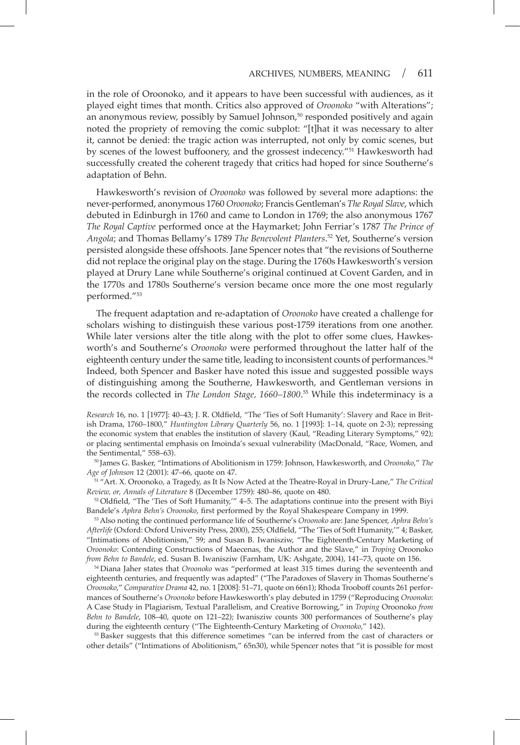in the role of Oroonoko, and it appears to have been successful with audiences, as it played eight times that month. Critics also approved of *Oroonoko* "with Alterations"; an anonymous review, possibly by Samuel Johnson,[50] responded positively and again noted the propriety of removing the comic subplot: "[t]hat it was necessary to alter it, cannot be denied: the tragic action was interrupted, not only by comic scenes, but by scenes of the lowest buffoonery, and the grossest indecency."[51] Hawkesworth had successfully created the coherent tragedy that critics had hoped for since Southerne's adaptation of Behn.

Hawkesworth's revision of *Oroonoko* was followed by several more adaptions: the never-performed, anonymous 1760 *Oroonoko*; Francis Gentleman's *The Royal Slave*, which debuted in Edinburgh in 1760 and came to London in 1769; the also anonymous 1767 *The Royal Captive* performed once at the Haymarket; John Ferriar's 1787 *The Prince of Angola*; and Thomas Bellamy's 1789 *The Benevolent Planters*.[52] Yet, Southerne's version persisted alongside these offshoots. Jane Spencer notes that "the revisions of Southerne did not replace the original play on the stage. During the 1760s Hawkesworth's version played at Drury Lane while Southerne's original continued at Covent Garden, and in the 1770s and 1780s Southerne's version became once more the one most regularly performed."[53]

The frequent adaptation and re-adaptation of *Oroonoko* have created a challenge for scholars wishing to distinguish these various post-1759 iterations from one another. While later versions alter the title along with the plot to offer some clues, Hawkesworth's and Southerne's *Oroonoko* were performed throughout the latter half of the eighteenth century under the same title, leading to inconsistent counts of performances.[54] Indeed, both Spencer and Basker have noted this issue and suggested possible ways of distinguishing among the Southerne, Hawkesworth, and Gentleman versions in the records collected in *The London Stage, 1660–1800*.[55] While this indeterminacy is a

*Research* 16, no. 1 [1977]: 40–43; J. R. Oldfield, "The 'Ties of Soft Humanity': Slavery and Race in British Drama, 1760–1800," *Huntington Library Quarterly* 56, no. 1 [1993]: 1–14, quote on 2-3); repressing the economic system that enables the institution of slavery (Kaul, "Reading Literary Symptoms," 92); or placing sentimental emphasis on Imoinda's sexual vulnerability (MacDonald, "Race, Women, and the Sentimental," 558–63).

[50] James G. Basker, "Intimations of Abolitionism in 1759: Johnson, Hawkesworth, and *Oroonoko*," *The Age of Johnson* 12 (2001): 47–66, quote on 47.

[51] "Art. X. Oroonoko, a Tragedy, as It Is Now Acted at the Theatre-Royal in Drury-Lane," *The Critical Review, or, Annals of Literature* 8 (December 1759): 480–86, quote on 480.

[52] Oldfield, "The 'Ties of Soft Humanity,'" 4–5. The adaptations continue into the present with Biyi Bandele's *Aphra Behn's Oroonoko*, first performed by the Royal Shakespeare Company in 1999.

[53] Also noting the continued performance life of Southerne's *Oroonoko* are: Jane Spencer, *Aphra Behn's Afterlife* (Oxford: Oxford University Press, 2000), 255; Oldfield, "The 'Ties of Soft Humanity,'" 4; Basker, "Intimations of Abolitionism," 59; and Susan B. Iwanisziw, "The Eighteenth-Century Marketing of *Oroonoko*: Contending Constructions of Maecenas, the Author and the Slave," in *Troping* Oroonoko *from Behn to Bandele*, ed. Susan B. Iwanisziw (Farnham, UK: Ashgate, 2004), 141–73, quote on 156.

[54] Diana Jaher states that *Oroonoko* was "performed at least 315 times during the seventeenth and eighteenth centuries, and frequently was adapted" ("The Paradoxes of Slavery in Thomas Southerne's *Oroonoko*," *Comparative Drama* 42, no. 1 [2008]: 51–71, quote on 66n1); Rhoda Trooboff counts 261 performances of Southerne's *Oroonoko* before Hawkesworth's play debuted in 1759 ("Reproducing *Oroonoko*: A Case Study in Plagiarism, Textual Parallelism, and Creative Borrowing," in *Troping* Oroonoko *from Behn to Bandele*, 108–40, quote on 121–22); Iwanisziw counts 300 performances of Southerne's play during the eighteenth century ("The Eighteenth-Century Marketing of *Oroonoko*," 142).

[55] Basker suggests that this difference sometimes "can be inferred from the cast of characters or other details" ("Intimations of Abolitionism," 65n30), while Spencer notes that "it is possible for most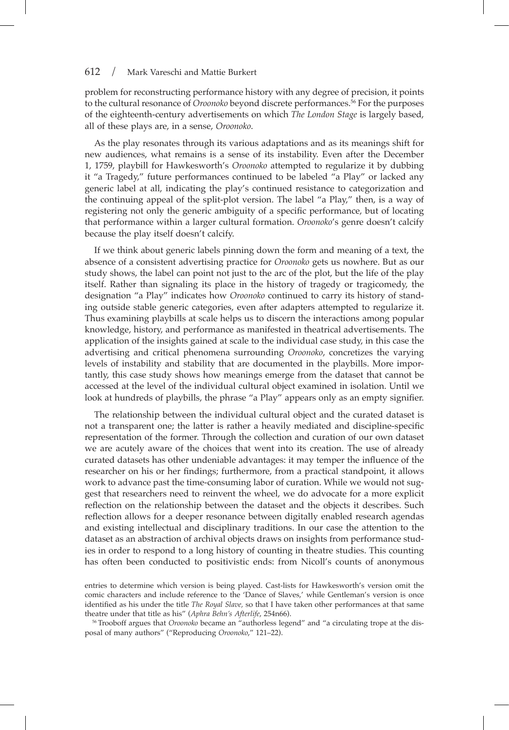problem for reconstructing performance history with any degree of precision, it points to the cultural resonance of *Oroonoko* beyond discrete performances.[56] For the purposes of the eighteenth-century advertisements on which *The London Stage* is largely based, all of these plays are, in a sense, *Oroonoko*.

As the play resonates through its various adaptations and as its meanings shift for new audiences, what remains is a sense of its instability. Even after the December 1, 1759, playbill for Hawkesworth's *Oroonoko* attempted to regularize it by dubbing it "a Tragedy," future performances continued to be labeled "a Play" or lacked any generic label at all, indicating the play's continued resistance to categorization and the continuing appeal of the split-plot version. The label "a Play," then, is a way of registering not only the generic ambiguity of a specific performance, but of locating that performance within a larger cultural formation. *Oroonoko*'s genre doesn't calcify because the play itself doesn't calcify.

If we think about generic labels pinning down the form and meaning of a text, the absence of a consistent advertising practice for *Oroonoko* gets us nowhere. But as our study shows, the label can point not just to the arc of the plot, but the life of the play itself. Rather than signaling its place in the history of tragedy or tragicomedy, the designation "a Play" indicates how *Oroonoko* continued to carry its history of standing outside stable generic categories, even after adapters attempted to regularize it. Thus examining playbills at scale helps us to discern the interactions among popular knowledge, history, and performance as manifested in theatrical advertisements. The application of the insights gained at scale to the individual case study, in this case the advertising and critical phenomena surrounding *Oroonoko*, concretizes the varying levels of instability and stability that are documented in the playbills. More importantly, this case study shows how meanings emerge from the dataset that cannot be accessed at the level of the individual cultural object examined in isolation. Until we look at hundreds of playbills, the phrase "a Play" appears only as an empty signifier.

The relationship between the individual cultural object and the curated dataset is not a transparent one; the latter is rather a heavily mediated and discipline-specific representation of the former. Through the collection and curation of our own dataset we are acutely aware of the choices that went into its creation. The use of already curated datasets has other undeniable advantages: it may temper the influence of the researcher on his or her findings; furthermore, from a practical standpoint, it allows work to advance past the time-consuming labor of curation. While we would not suggest that researchers need to reinvent the wheel, we do advocate for a more explicit reflection on the relationship between the dataset and the objects it describes. Such reflection allows for a deeper resonance between digitally enabled research agendas and existing intellectual and disciplinary traditions. In our case the attention to the dataset as an abstraction of archival objects draws on insights from performance studies in order to respond to a long history of counting in theatre studies. This counting has often been conducted to positivistic ends: from Nicoll's counts of anonymous

entries to determine which version is being played. Cast-lists for Hawkesworth's version omit the comic characters and include reference to the 'Dance of Slaves,' while Gentleman's version is once identified as his under the title *The Royal Slave,* so that I have taken other performances at that same theatre under that title as his" (*Aphra Behn's Afterlife*, 254n66).

[56] Trooboff argues that *Oroonoko* became an "authorless legend" and "a circulating trope at the disposal of many authors" ("Reproducing *Oroonoko*," 121–22).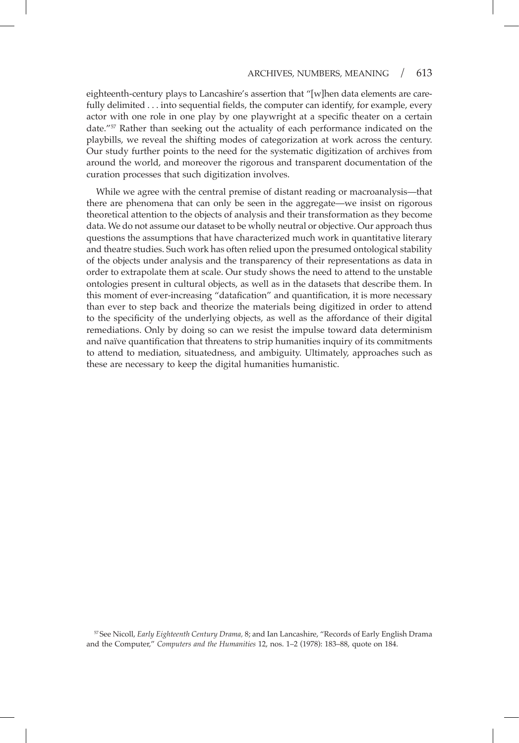eighteenth-century plays to Lancashire's assertion that "[w]hen data elements are carefully delimited . . . into sequential fields, the computer can identify, for example, every actor with one role in one play by one playwright at a specific theater on a certain date."[57] Rather than seeking out the actuality of each performance indicated on the playbills, we reveal the shifting modes of categorization at work across the century. Our study further points to the need for the systematic digitization of archives from around the world, and moreover the rigorous and transparent documentation of the curation processes that such digitization involves.

While we agree with the central premise of distant reading or macroanalysis—that there are phenomena that can only be seen in the aggregate—we insist on rigorous theoretical attention to the objects of analysis and their transformation as they become data. We do not assume our dataset to be wholly neutral or objective. Our approach thus questions the assumptions that have characterized much work in quantitative literary and theatre studies. Such work has often relied upon the presumed ontological stability of the objects under analysis and the transparency of their representations as data in order to extrapolate them at scale. Our study shows the need to attend to the unstable ontologies present in cultural objects, as well as in the datasets that describe them. In this moment of ever-increasing "datafication" and quantification, it is more necessary than ever to step back and theorize the materials being digitized in order to attend to the specificity of the underlying objects, as well as the affordance of their digital remediations. Only by doing so can we resist the impulse toward data determinism and naïve quantification that threatens to strip humanities inquiry of its commitments to attend to mediation, situatedness, and ambiguity. Ultimately, approaches such as these are necessary to keep the digital humanities humanistic.

[57] See Nicoll, *Early Eighteenth Century Drama,* 8; and Ian Lancashire, "Records of Early English Drama and the Computer," *Computers and the Humanities* 12, nos. 1–2 (1978): 183–88, quote on 184.